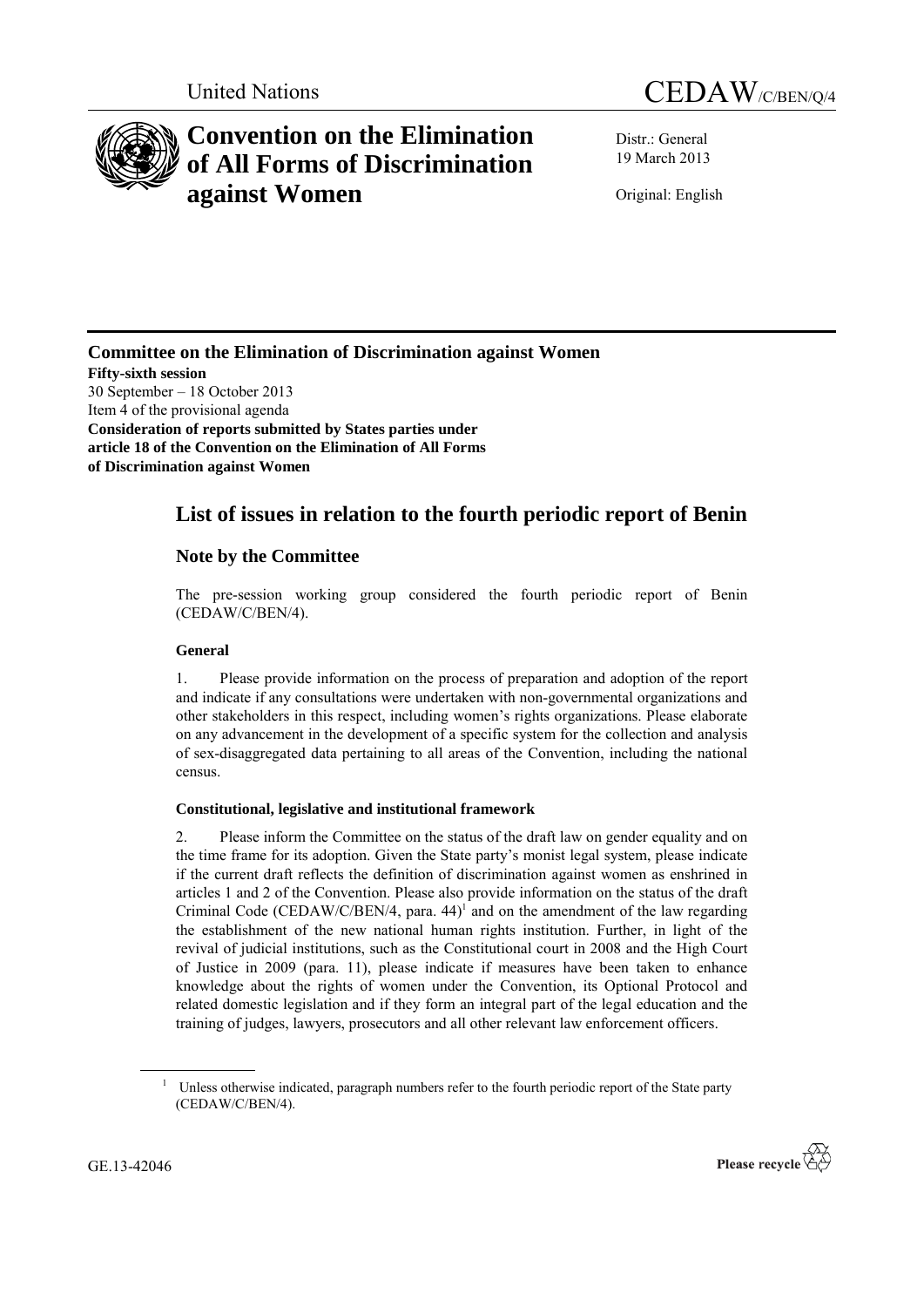United Nations

# CEDAW/C/BEN/Q/4

# Convention on the Elimination of All Forms of Discrimination against Women

Distr.: General
19 March 2013

Original: English

## Committee on the Elimination of Discrimination against Women

**Fifty-sixth session**
30 September – 18 October 2013
Item 4 of the provisional agenda
**Consideration of reports submitted by States parties under article 18 of the Convention on the Elimination of All Forms of Discrimination against Women**

# List of issues in relation to the fourth periodic report of Benin

## Note by the Committee

The pre-session working group considered the fourth periodic report of Benin (CEDAW/C/BEN/4).

### General

1. Please provide information on the process of preparation and adoption of the report and indicate if any consultations were undertaken with non-governmental organizations and other stakeholders in this respect, including women's rights organizations. Please elaborate on any advancement in the development of a specific system for the collection and analysis of sex-disaggregated data pertaining to all areas of the Convention, including the national census.

### Constitutional, legislative and institutional framework

2. Please inform the Committee on the status of the draft law on gender equality and on the time frame for its adoption. Given the State party's monist legal system, please indicate if the current draft reflects the definition of discrimination against women as enshrined in articles 1 and 2 of the Convention. Please also provide information on the status of the draft Criminal Code (CEDAW/C/BEN/4, para. 44)[1] and on the amendment of the law regarding the establishment of the new national human rights institution. Further, in light of the revival of judicial institutions, such as the Constitutional court in 2008 and the High Court of Justice in 2009 (para. 11), please indicate if measures have been taken to enhance knowledge about the rights of women under the Convention, its Optional Protocol and related domestic legislation and if they form an integral part of the legal education and the training of judges, lawyers, prosecutors and all other relevant law enforcement officers.

[1] Unless otherwise indicated, paragraph numbers refer to the fourth periodic report of the State party (CEDAW/C/BEN/4).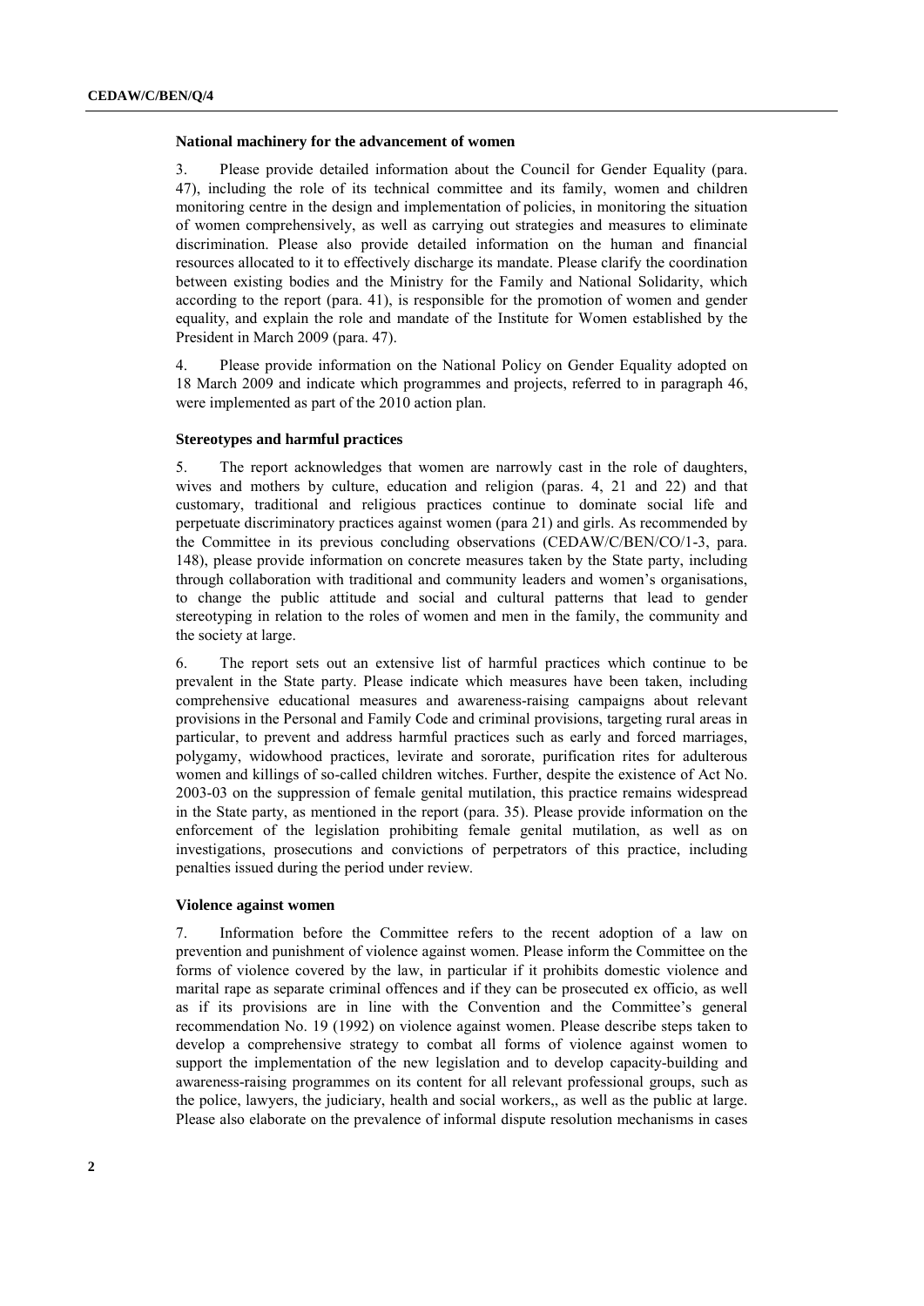### National machinery for the advancement of women

3. Please provide detailed information about the Council for Gender Equality (para. 47), including the role of its technical committee and its family, women and children monitoring centre in the design and implementation of policies, in monitoring the situation of women comprehensively, as well as carrying out strategies and measures to eliminate discrimination. Please also provide detailed information on the human and financial resources allocated to it to effectively discharge its mandate. Please clarify the coordination between existing bodies and the Ministry for the Family and National Solidarity, which according to the report (para. 41), is responsible for the promotion of women and gender equality, and explain the role and mandate of the Institute for Women established by the President in March 2009 (para. 47).

4. Please provide information on the National Policy on Gender Equality adopted on 18 March 2009 and indicate which programmes and projects, referred to in paragraph 46, were implemented as part of the 2010 action plan.

### Stereotypes and harmful practices

5. The report acknowledges that women are narrowly cast in the role of daughters, wives and mothers by culture, education and religion (paras. 4, 21 and 22) and that customary, traditional and religious practices continue to dominate social life and perpetuate discriminatory practices against women (para 21) and girls. As recommended by the Committee in its previous concluding observations (CEDAW/C/BEN/CO/1-3, para. 148), please provide information on concrete measures taken by the State party, including through collaboration with traditional and community leaders and women's organisations, to change the public attitude and social and cultural patterns that lead to gender stereotyping in relation to the roles of women and men in the family, the community and the society at large.

6. The report sets out an extensive list of harmful practices which continue to be prevalent in the State party. Please indicate which measures have been taken, including comprehensive educational measures and awareness-raising campaigns about relevant provisions in the Personal and Family Code and criminal provisions, targeting rural areas in particular, to prevent and address harmful practices such as early and forced marriages, polygamy, widowhood practices, levirate and sororate, purification rites for adulterous women and killings of so-called children witches. Further, despite the existence of Act No. 2003-03 on the suppression of female genital mutilation, this practice remains widespread in the State party, as mentioned in the report (para. 35). Please provide information on the enforcement of the legislation prohibiting female genital mutilation, as well as on investigations, prosecutions and convictions of perpetrators of this practice, including penalties issued during the period under review.

### Violence against women

7. Information before the Committee refers to the recent adoption of a law on prevention and punishment of violence against women. Please inform the Committee on the forms of violence covered by the law, in particular if it prohibits domestic violence and marital rape as separate criminal offences and if they can be prosecuted ex officio, as well as if its provisions are in line with the Convention and the Committee's general recommendation No. 19 (1992) on violence against women. Please describe steps taken to develop a comprehensive strategy to combat all forms of violence against women to support the implementation of the new legislation and to develop capacity-building and awareness-raising programmes on its content for all relevant professional groups, such as the police, lawyers, the judiciary, health and social workers,, as well as the public at large. Please also elaborate on the prevalence of informal dispute resolution mechanisms in cases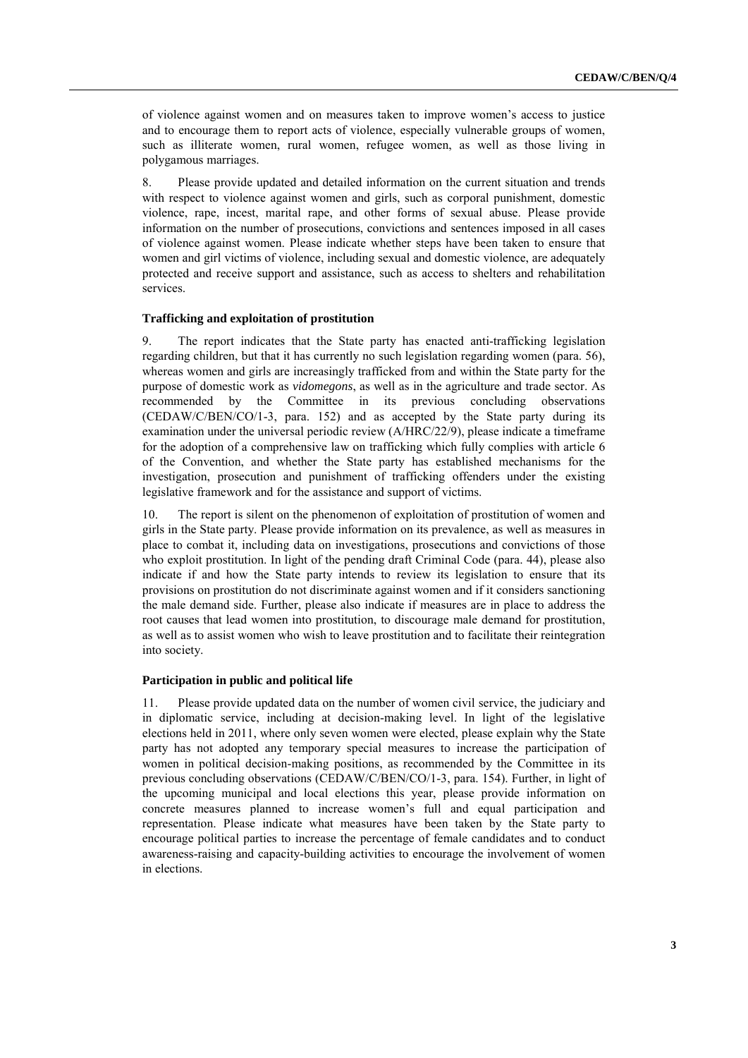of violence against women and on measures taken to improve women's access to justice and to encourage them to report acts of violence, especially vulnerable groups of women, such as illiterate women, rural women, refugee women, as well as those living in polygamous marriages.

8. Please provide updated and detailed information on the current situation and trends with respect to violence against women and girls, such as corporal punishment, domestic violence, rape, incest, marital rape, and other forms of sexual abuse. Please provide information on the number of prosecutions, convictions and sentences imposed in all cases of violence against women. Please indicate whether steps have been taken to ensure that women and girl victims of violence, including sexual and domestic violence, are adequately protected and receive support and assistance, such as access to shelters and rehabilitation services.

### Trafficking and exploitation of prostitution

9. The report indicates that the State party has enacted anti-trafficking legislation regarding children, but that it has currently no such legislation regarding women (para. 56), whereas women and girls are increasingly trafficked from and within the State party for the purpose of domestic work as *vidomegons*, as well as in the agriculture and trade sector. As recommended by the Committee in its previous concluding observations (CEDAW/C/BEN/CO/1-3, para. 152) and as accepted by the State party during its examination under the universal periodic review (A/HRC/22/9), please indicate a timeframe for the adoption of a comprehensive law on trafficking which fully complies with article 6 of the Convention, and whether the State party has established mechanisms for the investigation, prosecution and punishment of trafficking offenders under the existing legislative framework and for the assistance and support of victims.

10. The report is silent on the phenomenon of exploitation of prostitution of women and girls in the State party. Please provide information on its prevalence, as well as measures in place to combat it, including data on investigations, prosecutions and convictions of those who exploit prostitution. In light of the pending draft Criminal Code (para. 44), please also indicate if and how the State party intends to review its legislation to ensure that its provisions on prostitution do not discriminate against women and if it considers sanctioning the male demand side. Further, please also indicate if measures are in place to address the root causes that lead women into prostitution, to discourage male demand for prostitution, as well as to assist women who wish to leave prostitution and to facilitate their reintegration into society.

### Participation in public and political life

11. Please provide updated data on the number of women civil service, the judiciary and in diplomatic service, including at decision-making level. In light of the legislative elections held in 2011, where only seven women were elected, please explain why the State party has not adopted any temporary special measures to increase the participation of women in political decision-making positions, as recommended by the Committee in its previous concluding observations (CEDAW/C/BEN/CO/1-3, para. 154). Further, in light of the upcoming municipal and local elections this year, please provide information on concrete measures planned to increase women's full and equal participation and representation. Please indicate what measures have been taken by the State party to encourage political parties to increase the percentage of female candidates and to conduct awareness-raising and capacity-building activities to encourage the involvement of women in elections.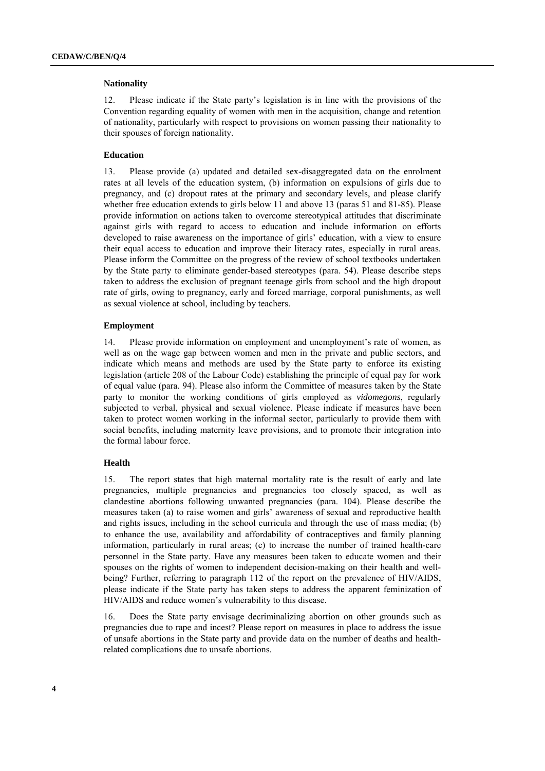**Nationality**

12. Please indicate if the State party's legislation is in line with the provisions of the Convention regarding equality of women with men in the acquisition, change and retention of nationality, particularly with respect to provisions on women passing their nationality to their spouses of foreign nationality.

**Education**

13. Please provide (a) updated and detailed sex-disaggregated data on the enrolment rates at all levels of the education system, (b) information on expulsions of girls due to pregnancy, and (c) dropout rates at the primary and secondary levels, and please clarify whether free education extends to girls below 11 and above 13 (paras 51 and 81-85). Please provide information on actions taken to overcome stereotypical attitudes that discriminate against girls with regard to access to education and include information on efforts developed to raise awareness on the importance of girls' education, with a view to ensure their equal access to education and improve their literacy rates, especially in rural areas. Please inform the Committee on the progress of the review of school textbooks undertaken by the State party to eliminate gender-based stereotypes (para. 54). Please describe steps taken to address the exclusion of pregnant teenage girls from school and the high dropout rate of girls, owing to pregnancy, early and forced marriage, corporal punishments, as well as sexual violence at school, including by teachers.

**Employment**

14. Please provide information on employment and unemployment's rate of women, as well as on the wage gap between women and men in the private and public sectors, and indicate which means and methods are used by the State party to enforce its existing legislation (article 208 of the Labour Code) establishing the principle of equal pay for work of equal value (para. 94). Please also inform the Committee of measures taken by the State party to monitor the working conditions of girls employed as *vidomegons*, regularly subjected to verbal, physical and sexual violence. Please indicate if measures have been taken to protect women working in the informal sector, particularly to provide them with social benefits, including maternity leave provisions, and to promote their integration into the formal labour force.

**Health**

15. The report states that high maternal mortality rate is the result of early and late pregnancies, multiple pregnancies and pregnancies too closely spaced, as well as clandestine abortions following unwanted pregnancies (para. 104). Please describe the measures taken (a) to raise women and girls' awareness of sexual and reproductive health and rights issues, including in the school curricula and through the use of mass media; (b) to enhance the use, availability and affordability of contraceptives and family planning information, particularly in rural areas; (c) to increase the number of trained health-care personnel in the State party. Have any measures been taken to educate women and their spouses on the rights of women to independent decision-making on their health and well-being? Further, referring to paragraph 112 of the report on the prevalence of HIV/AIDS, please indicate if the State party has taken steps to address the apparent feminization of HIV/AIDS and reduce women's vulnerability to this disease.

16. Does the State party envisage decriminalizing abortion on other grounds such as pregnancies due to rape and incest? Please report on measures in place to address the issue of unsafe abortions in the State party and provide data on the number of deaths and health-related complications due to unsafe abortions.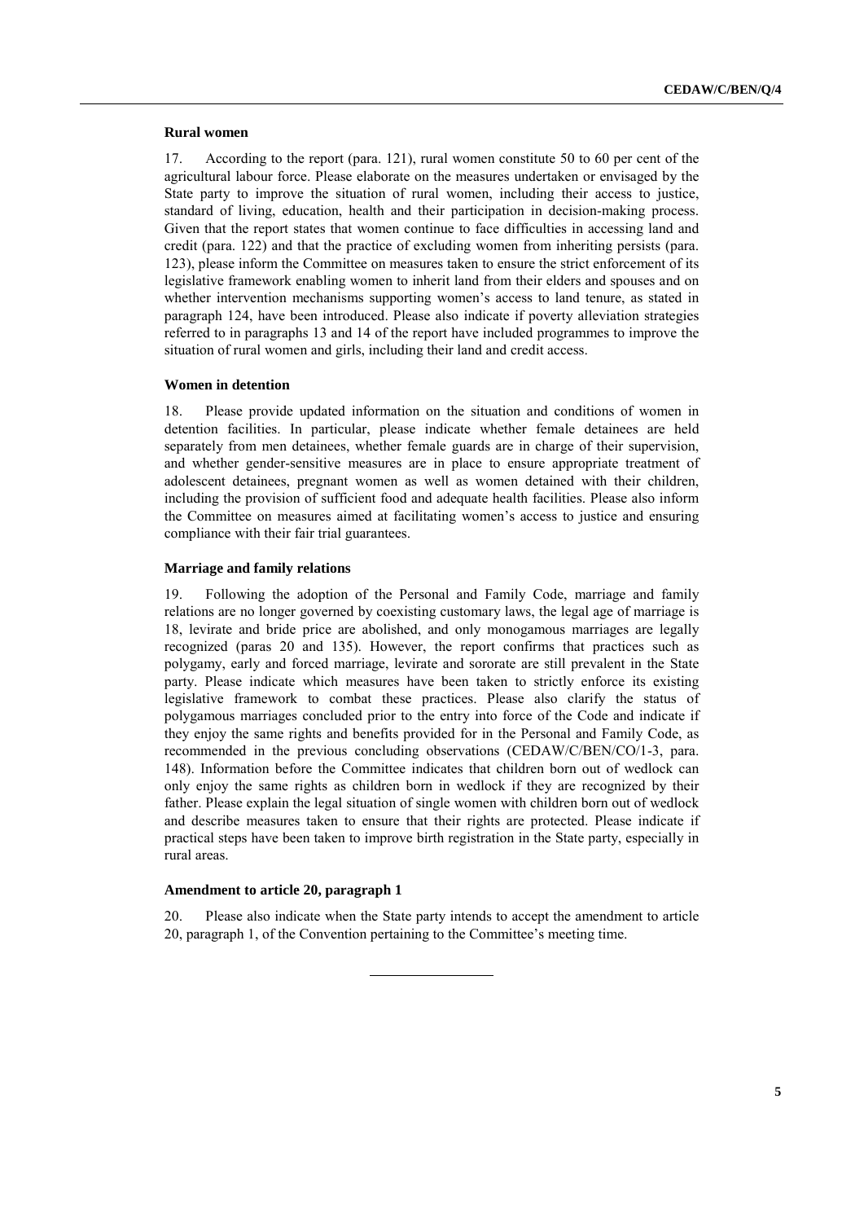#### Rural women

17. According to the report (para. 121), rural women constitute 50 to 60 per cent of the agricultural labour force. Please elaborate on the measures undertaken or envisaged by the State party to improve the situation of rural women, including their access to justice, standard of living, education, health and their participation in decision-making process. Given that the report states that women continue to face difficulties in accessing land and credit (para. 122) and that the practice of excluding women from inheriting persists (para. 123), please inform the Committee on measures taken to ensure the strict enforcement of its legislative framework enabling women to inherit land from their elders and spouses and on whether intervention mechanisms supporting women's access to land tenure, as stated in paragraph 124, have been introduced. Please also indicate if poverty alleviation strategies referred to in paragraphs 13 and 14 of the report have included programmes to improve the situation of rural women and girls, including their land and credit access.

#### Women in detention

18. Please provide updated information on the situation and conditions of women in detention facilities. In particular, please indicate whether female detainees are held separately from men detainees, whether female guards are in charge of their supervision, and whether gender-sensitive measures are in place to ensure appropriate treatment of adolescent detainees, pregnant women as well as women detained with their children, including the provision of sufficient food and adequate health facilities. Please also inform the Committee on measures aimed at facilitating women's access to justice and ensuring compliance with their fair trial guarantees.

#### Marriage and family relations

19. Following the adoption of the Personal and Family Code, marriage and family relations are no longer governed by coexisting customary laws, the legal age of marriage is 18, levirate and bride price are abolished, and only monogamous marriages are legally recognized (paras 20 and 135). However, the report confirms that practices such as polygamy, early and forced marriage, levirate and sororate are still prevalent in the State party. Please indicate which measures have been taken to strictly enforce its existing legislative framework to combat these practices. Please also clarify the status of polygamous marriages concluded prior to the entry into force of the Code and indicate if they enjoy the same rights and benefits provided for in the Personal and Family Code, as recommended in the previous concluding observations (CEDAW/C/BEN/CO/1-3, para. 148). Information before the Committee indicates that children born out of wedlock can only enjoy the same rights as children born in wedlock if they are recognized by their father. Please explain the legal situation of single women with children born out of wedlock and describe measures taken to ensure that their rights are protected. Please indicate if practical steps have been taken to improve birth registration in the State party, especially in rural areas.

#### Amendment to article 20, paragraph 1

20. Please also indicate when the State party intends to accept the amendment to article 20, paragraph 1, of the Convention pertaining to the Committee's meeting time.